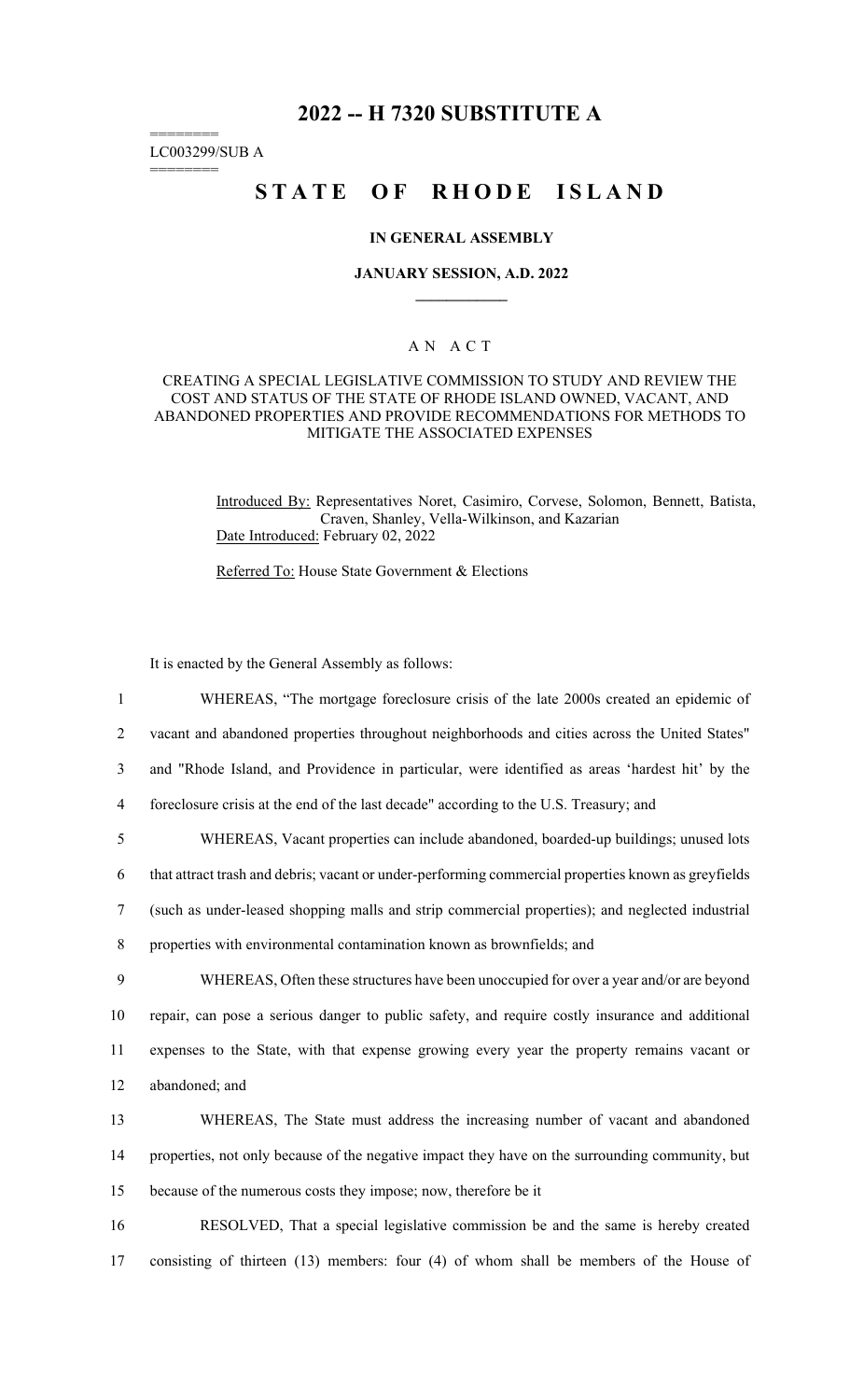# 2022 -- H 7320 SUBSTITUTE A

========
LC003299/SUB A
========

## STATE OF RHODE ISLAND

### IN GENERAL ASSEMBLY

### JANUARY SESSION, A.D. 2022

---

A N A C T

CREATING A SPECIAL LEGISLATIVE COMMISSION TO STUDY AND REVIEW THE COST AND STATUS OF THE STATE OF RHODE ISLAND OWNED, VACANT, AND ABANDONED PROPERTIES AND PROVIDE RECOMMENDATIONS FOR METHODS TO MITIGATE THE ASSOCIATED EXPENSES

Introduced By: Representatives Noret, Casimiro, Corvese, Solomon, Bennett, Batista, Craven, Shanley, Vella-Wilkinson, and Kazarian

Date Introduced: February 02, 2022

Referred To: House State Government & Elections

It is enacted by the General Assembly as follows:

1 WHEREAS, "The mortgage foreclosure crisis of the late 2000s created an epidemic of
2 vacant and abandoned properties throughout neighborhoods and cities across the United States"
3 and "Rhode Island, and Providence in particular, were identified as areas 'hardest hit' by the
4 foreclosure crisis at the end of the last decade" according to the U.S. Treasury; and

5 WHEREAS, Vacant properties can include abandoned, boarded-up buildings; unused lots
6 that attract trash and debris; vacant or under-performing commercial properties known as greyfields
7 (such as under-leased shopping malls and strip commercial properties); and neglected industrial
8 properties with environmental contamination known as brownfields; and

9 WHEREAS, Often these structures have been unoccupied for over a year and/or are beyond
10 repair, can pose a serious danger to public safety, and require costly insurance and additional
11 expenses to the State, with that expense growing every year the property remains vacant or
12 abandoned; and

13 WHEREAS, The State must address the increasing number of vacant and abandoned
14 properties, not only because of the negative impact they have on the surrounding community, but
15 because of the numerous costs they impose; now, therefore be it

16 RESOLVED, That a special legislative commission be and the same is hereby created
17 consisting of thirteen (13) members: four (4) of whom shall be members of the House of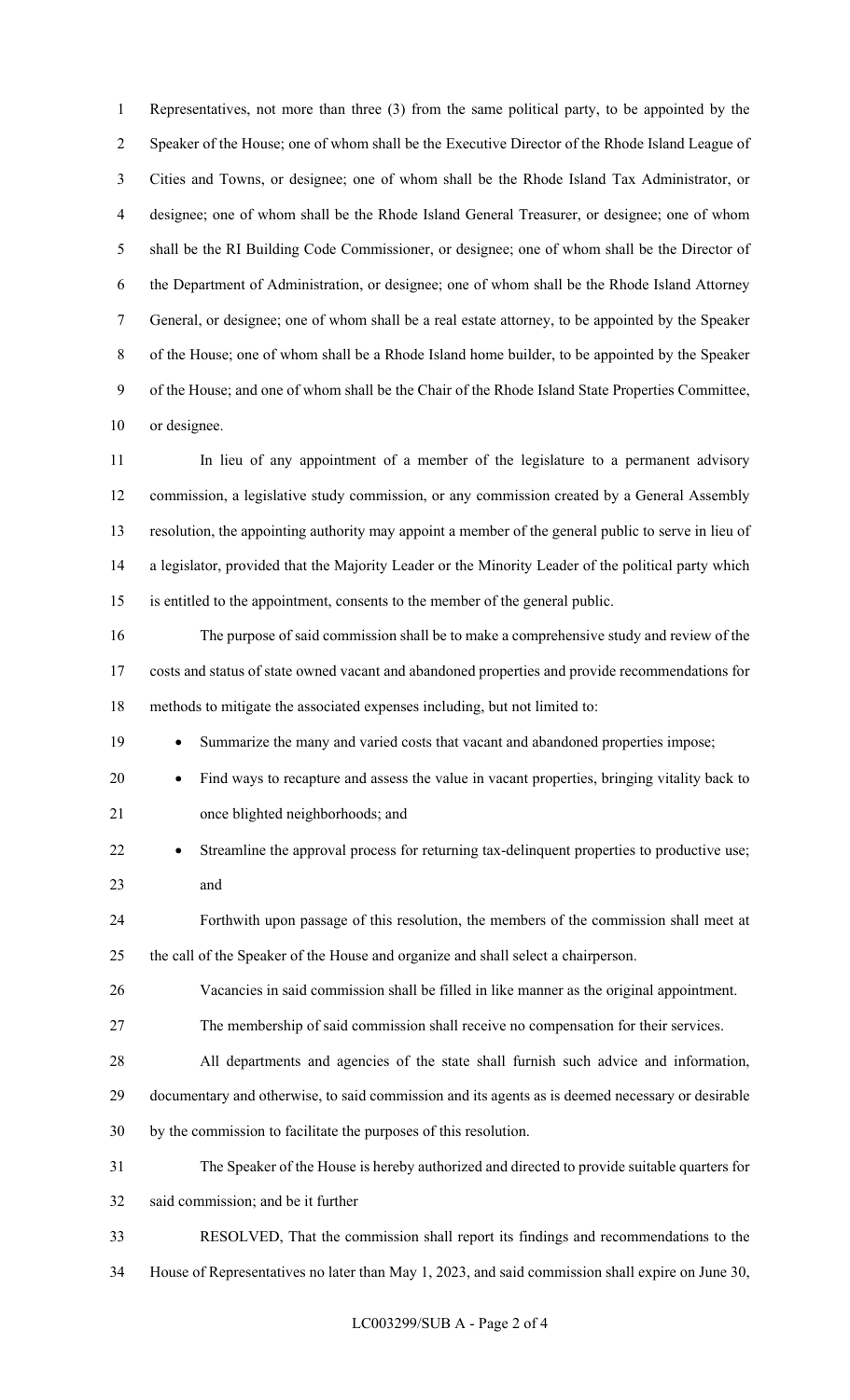Representatives, not more than three (3) from the same political party, to be appointed by the Speaker of the House; one of whom shall be the Executive Director of the Rhode Island League of Cities and Towns, or designee; one of whom shall be the Rhode Island Tax Administrator, or designee; one of whom shall be the Rhode Island General Treasurer, or designee; one of whom shall be the RI Building Code Commissioner, or designee; one of whom shall be the Director of the Department of Administration, or designee; one of whom shall be the Rhode Island Attorney General, or designee; one of whom shall be a real estate attorney, to be appointed by the Speaker of the House; one of whom shall be a Rhode Island home builder, to be appointed by the Speaker of the House; and one of whom shall be the Chair of the Rhode Island State Properties Committee, or designee.

In lieu of any appointment of a member of the legislature to a permanent advisory commission, a legislative study commission, or any commission created by a General Assembly resolution, the appointing authority may appoint a member of the general public to serve in lieu of a legislator, provided that the Majority Leader or the Minority Leader of the political party which is entitled to the appointment, consents to the member of the general public.

The purpose of said commission shall be to make a comprehensive study and review of the costs and status of state owned vacant and abandoned properties and provide recommendations for methods to mitigate the associated expenses including, but not limited to:

- Summarize the many and varied costs that vacant and abandoned properties impose;
- Find ways to recapture and assess the value in vacant properties, bringing vitality back to once blighted neighborhoods; and
- Streamline the approval process for returning tax-delinquent properties to productive use; and

Forthwith upon passage of this resolution, the members of the commission shall meet at the call of the Speaker of the House and organize and shall select a chairperson.

Vacancies in said commission shall be filled in like manner as the original appointment.

The membership of said commission shall receive no compensation for their services.

All departments and agencies of the state shall furnish such advice and information, documentary and otherwise, to said commission and its agents as is deemed necessary or desirable by the commission to facilitate the purposes of this resolution.

The Speaker of the House is hereby authorized and directed to provide suitable quarters for said commission; and be it further

RESOLVED, That the commission shall report its findings and recommendations to the House of Representatives no later than May 1, 2023, and said commission shall expire on June 30,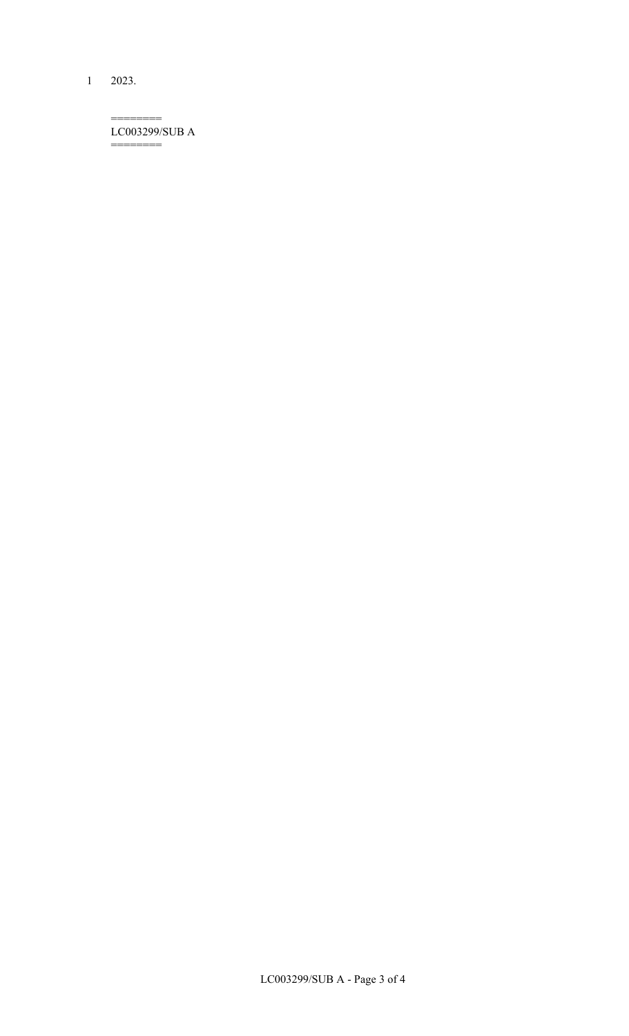2023.

========
LC003299/SUB A
========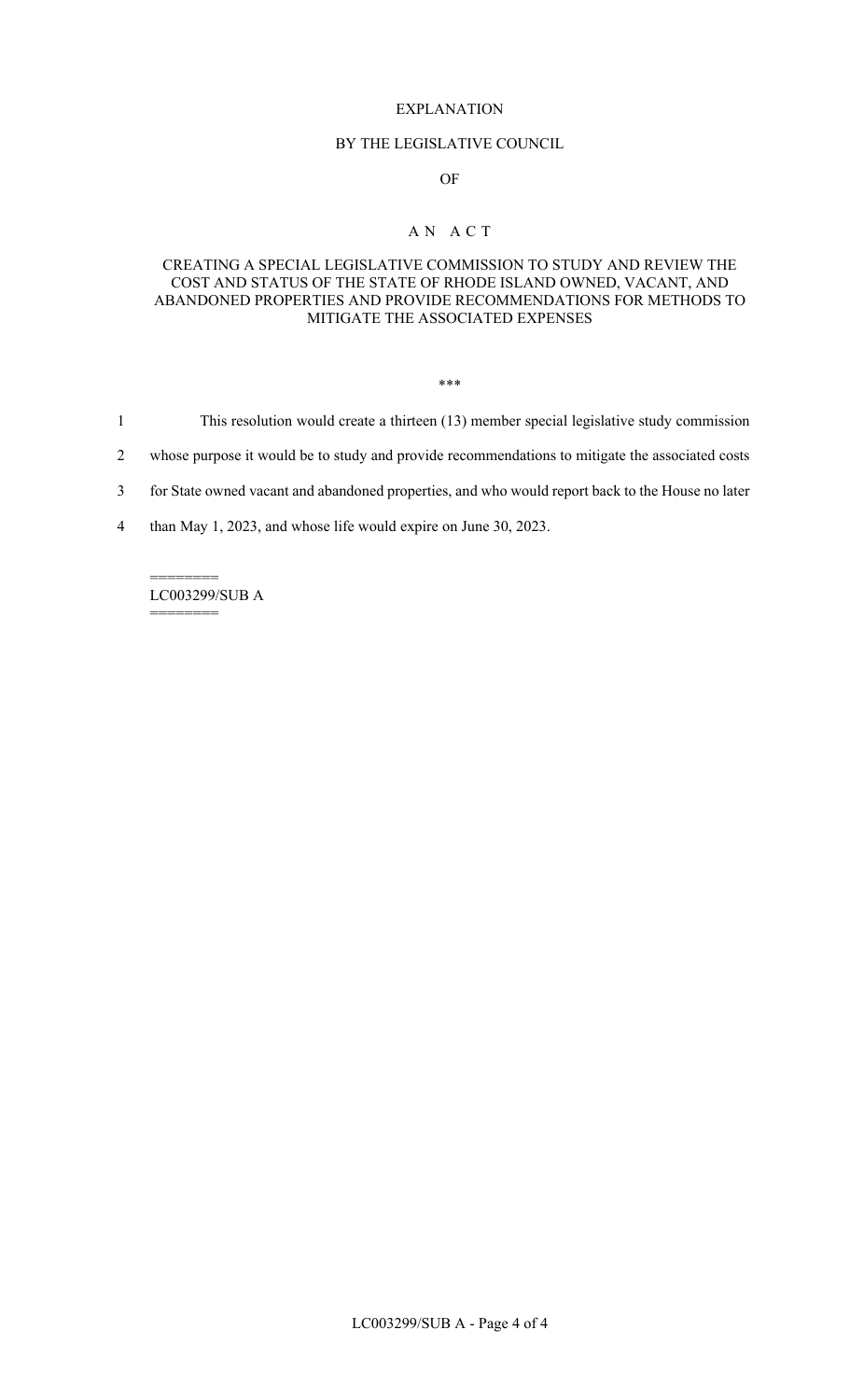EXPLANATION

BY THE LEGISLATIVE COUNCIL

OF

A N A C T

CREATING A SPECIAL LEGISLATIVE COMMISSION TO STUDY AND REVIEW THE COST AND STATUS OF THE STATE OF RHODE ISLAND OWNED, VACANT, AND ABANDONED PROPERTIES AND PROVIDE RECOMMENDATIONS FOR METHODS TO MITIGATE THE ASSOCIATED EXPENSES

\*\*\*

1 This resolution would create a thirteen (13) member special legislative study commission
2 whose purpose it would be to study and provide recommendations to mitigate the associated costs
3 for State owned vacant and abandoned properties, and who would report back to the House no later
4 than May 1, 2023, and whose life would expire on June 30, 2023.

========
LC003299/SUB A
========